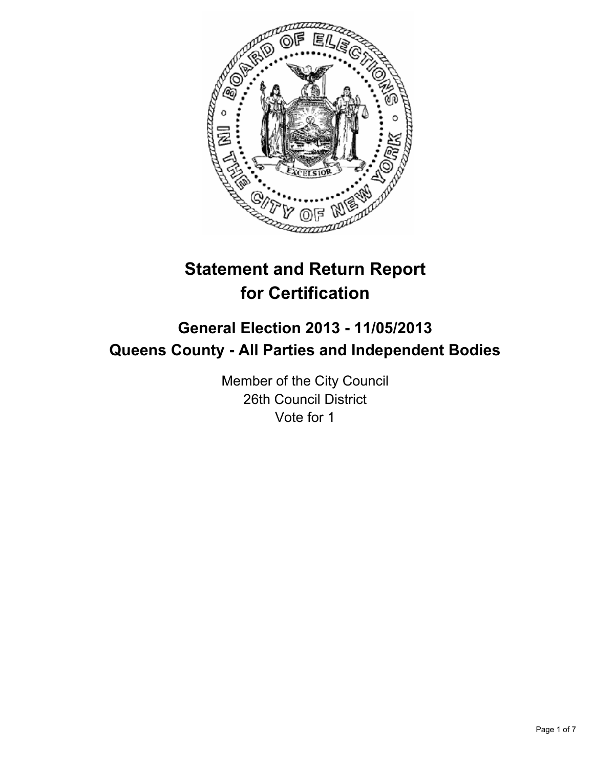# Statement and Return Report for Certification

## General Election 2013 - 11/05/2013
## Queens County - All Parties and Independent Bodies

Member of the City Council
26th Council District
Vote for 1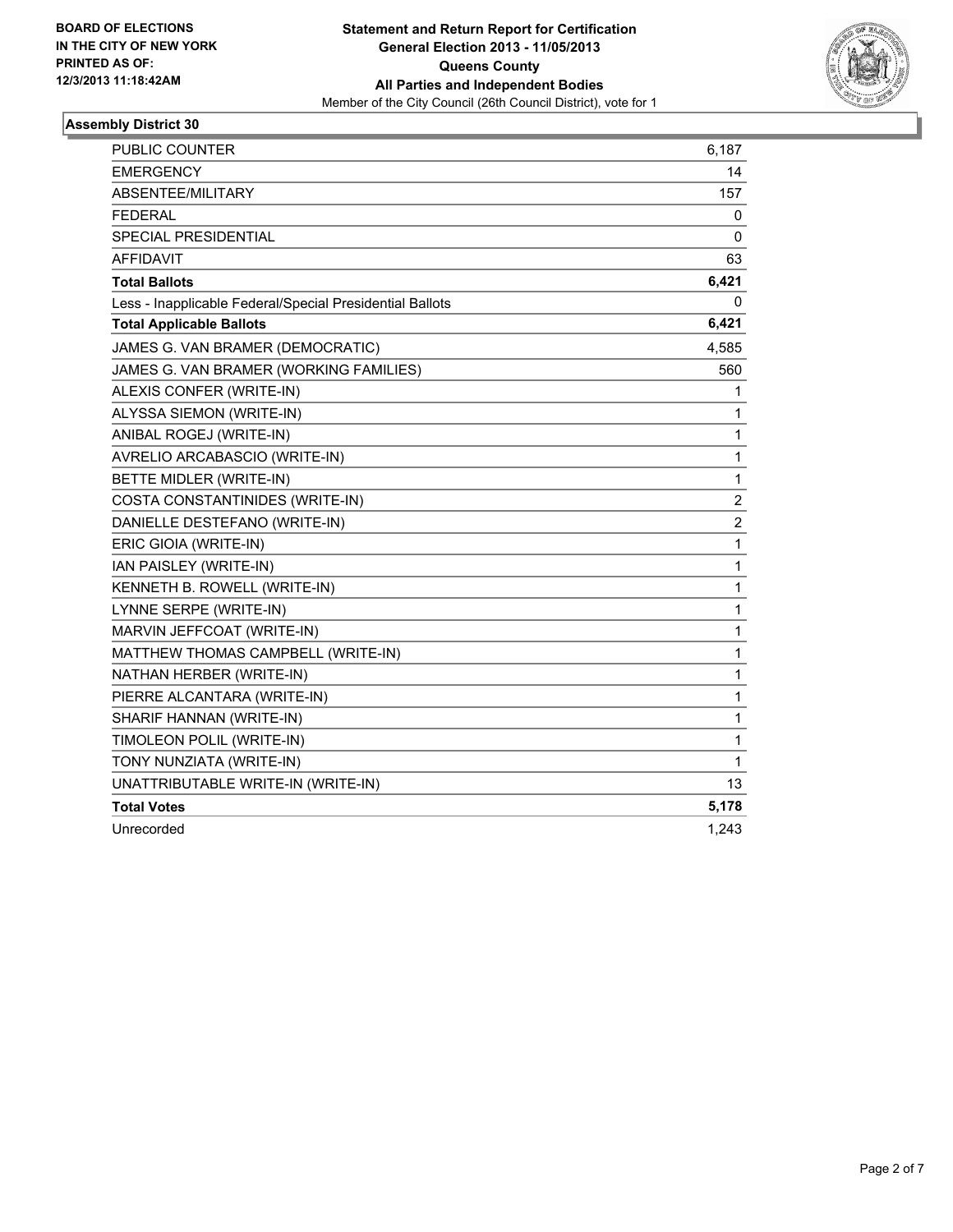**BOARD OF ELECTIONS IN THE CITY OF NEW YORK PRINTED AS OF: 12/3/2013 11:18:42AM**

**Statement and Return Report for Certification General Election 2013 - 11/05/2013 Queens County All Parties and Independent Bodies**

Member of the City Council (26th Council District), vote for 1

### Assembly District 30

| | |
|---|---|
| PUBLIC COUNTER | 6,187 |
| EMERGENCY | 14 |
| ABSENTEE/MILITARY | 157 |
| FEDERAL | 0 |
| SPECIAL PRESIDENTIAL | 0 |
| AFFIDAVIT | 63 |
| **Total Ballots** | **6,421** |
| Less - Inapplicable Federal/Special Presidential Ballots | 0 |
| **Total Applicable Ballots** | **6,421** |
| JAMES G. VAN BRAMER (DEMOCRATIC) | 4,585 |
| JAMES G. VAN BRAMER (WORKING FAMILIES) | 560 |
| ALEXIS CONFER (WRITE-IN) | 1 |
| ALYSSA SIEMON (WRITE-IN) | 1 |
| ANIBAL ROGEJ (WRITE-IN) | 1 |
| AVRELIO ARCABASCIO (WRITE-IN) | 1 |
| BETTE MIDLER (WRITE-IN) | 1 |
| COSTA CONSTANTINIDES (WRITE-IN) | 2 |
| DANIELLE DESTEFANO (WRITE-IN) | 2 |
| ERIC GIOIA (WRITE-IN) | 1 |
| IAN PAISLEY (WRITE-IN) | 1 |
| KENNETH B. ROWELL (WRITE-IN) | 1 |
| LYNNE SERPE (WRITE-IN) | 1 |
| MARVIN JEFFCOAT (WRITE-IN) | 1 |
| MATTHEW THOMAS CAMPBELL (WRITE-IN) | 1 |
| NATHAN HERBER (WRITE-IN) | 1 |
| PIERRE ALCANTARA (WRITE-IN) | 1 |
| SHARIF HANNAN (WRITE-IN) | 1 |
| TIMOLEON POLIL (WRITE-IN) | 1 |
| TONY NUNZIATA (WRITE-IN) | 1 |
| UNATTRIBUTABLE WRITE-IN (WRITE-IN) | 13 |
| **Total Votes** | **5,178** |
| Unrecorded | 1,243 |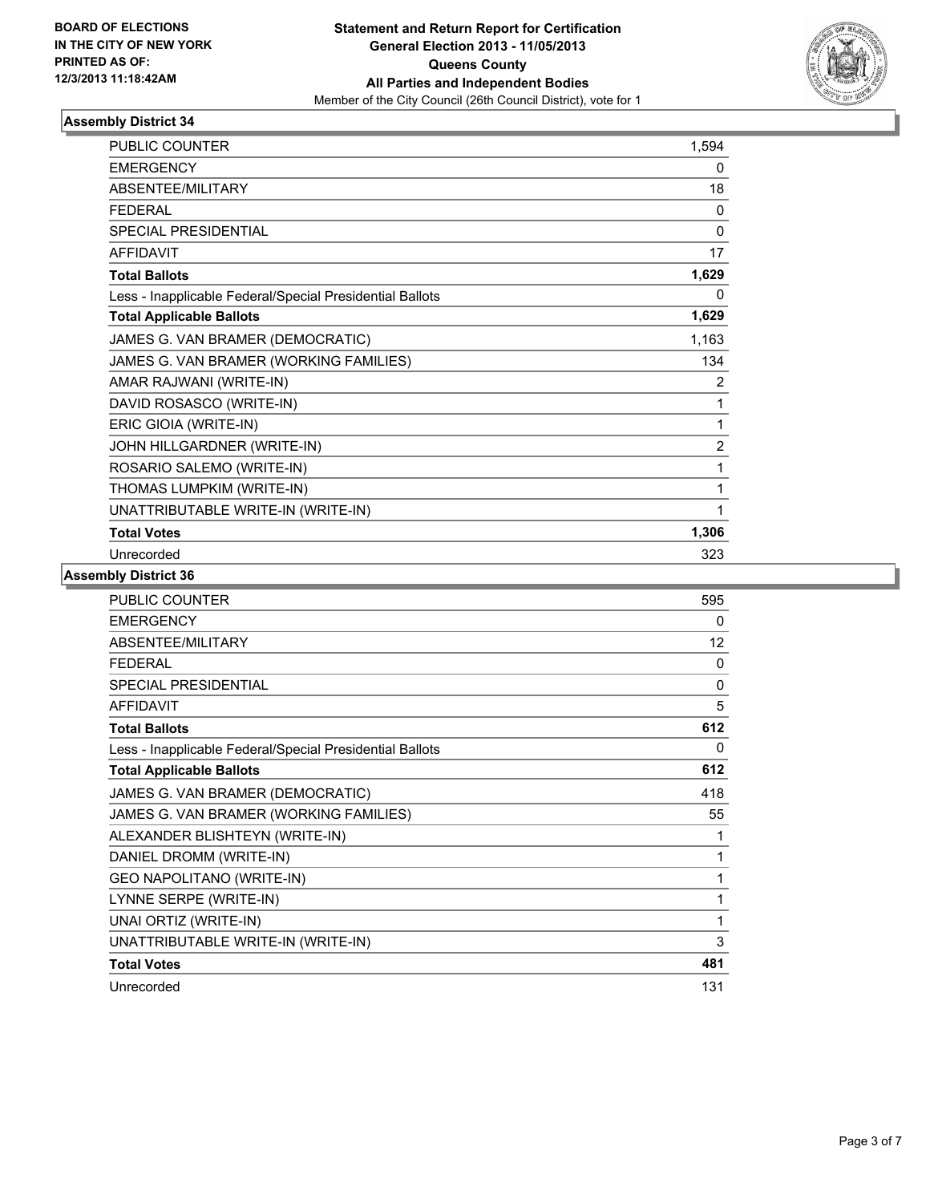BOARD OF ELECTIONS
IN THE CITY OF NEW YORK
PRINTED AS OF:
12/3/2013 11:18:42AM

**Statement and Return Report for Certification**
**General Election 2013 - 11/05/2013**
**Queens County**
**All Parties and Independent Bodies**
Member of the City Council (26th Council District), vote for 1

### Assembly District 34

| | |
|---|---|
| PUBLIC COUNTER | 1,594 |
| EMERGENCY | 0 |
| ABSENTEE/MILITARY | 18 |
| FEDERAL | 0 |
| SPECIAL PRESIDENTIAL | 0 |
| AFFIDAVIT | 17 |
| **Total Ballots** | **1,629** |
| Less - Inapplicable Federal/Special Presidential Ballots | 0 |
| **Total Applicable Ballots** | **1,629** |
| JAMES G. VAN BRAMER (DEMOCRATIC) | 1,163 |
| JAMES G. VAN BRAMER (WORKING FAMILIES) | 134 |
| AMAR RAJWANI (WRITE-IN) | 2 |
| DAVID ROSASCO (WRITE-IN) | 1 |
| ERIC GIOIA (WRITE-IN) | 1 |
| JOHN HILLGARDNER (WRITE-IN) | 2 |
| ROSARIO SALEMO (WRITE-IN) | 1 |
| THOMAS LUMPKIM (WRITE-IN) | 1 |
| UNATTRIBUTABLE WRITE-IN (WRITE-IN) | 1 |
| **Total Votes** | **1,306** |
| Unrecorded | 323 |

### Assembly District 36

| | |
|---|---|
| PUBLIC COUNTER | 595 |
| EMERGENCY | 0 |
| ABSENTEE/MILITARY | 12 |
| FEDERAL | 0 |
| SPECIAL PRESIDENTIAL | 0 |
| AFFIDAVIT | 5 |
| **Total Ballots** | **612** |
| Less - Inapplicable Federal/Special Presidential Ballots | 0 |
| **Total Applicable Ballots** | **612** |
| JAMES G. VAN BRAMER (DEMOCRATIC) | 418 |
| JAMES G. VAN BRAMER (WORKING FAMILIES) | 55 |
| ALEXANDER BLISHTEYN (WRITE-IN) | 1 |
| DANIEL DROMM (WRITE-IN) | 1 |
| GEO NAPOLITANO (WRITE-IN) | 1 |
| LYNNE SERPE (WRITE-IN) | 1 |
| UNAI ORTIZ (WRITE-IN) | 1 |
| UNATTRIBUTABLE WRITE-IN (WRITE-IN) | 3 |
| **Total Votes** | **481** |
| Unrecorded | 131 |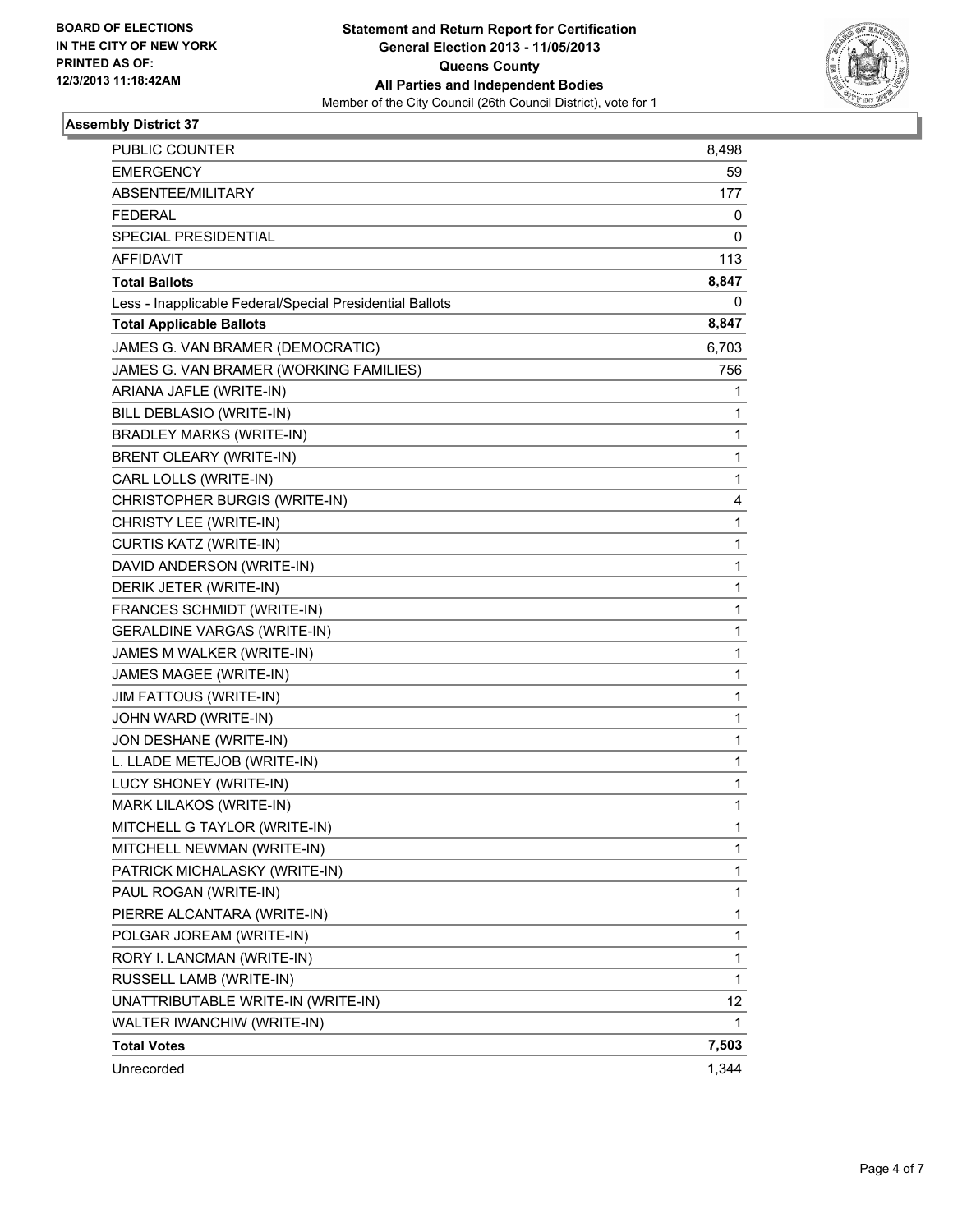BOARD OF ELECTIONS
IN THE CITY OF NEW YORK
PRINTED AS OF:
12/3/2013 11:18:42AM

**Statement and Return Report for Certification**
**General Election 2013 - 11/05/2013**
**Queens County**
**All Parties and Independent Bodies**
Member of the City Council (26th Council District), vote for 1

### Assembly District 37

| | |
|---|---|
| PUBLIC COUNTER | 8,498 |
| EMERGENCY | 59 |
| ABSENTEE/MILITARY | 177 |
| FEDERAL | 0 |
| SPECIAL PRESIDENTIAL | 0 |
| AFFIDAVIT | 113 |
| **Total Ballots** | **8,847** |
| Less - Inapplicable Federal/Special Presidential Ballots | 0 |
| **Total Applicable Ballots** | **8,847** |
| JAMES G. VAN BRAMER (DEMOCRATIC) | 6,703 |
| JAMES G. VAN BRAMER (WORKING FAMILIES) | 756 |
| ARIANA JAFLE (WRITE-IN) | 1 |
| BILL DEBLASIO (WRITE-IN) | 1 |
| BRADLEY MARKS (WRITE-IN) | 1 |
| BRENT OLEARY (WRITE-IN) | 1 |
| CARL LOLLS (WRITE-IN) | 1 |
| CHRISTOPHER BURGIS (WRITE-IN) | 4 |
| CHRISTY LEE (WRITE-IN) | 1 |
| CURTIS KATZ (WRITE-IN) | 1 |
| DAVID ANDERSON (WRITE-IN) | 1 |
| DERIK JETER (WRITE-IN) | 1 |
| FRANCES SCHMIDT (WRITE-IN) | 1 |
| GERALDINE VARGAS (WRITE-IN) | 1 |
| JAMES M WALKER (WRITE-IN) | 1 |
| JAMES MAGEE (WRITE-IN) | 1 |
| JIM FATTOUS (WRITE-IN) | 1 |
| JOHN WARD (WRITE-IN) | 1 |
| JON DESHANE (WRITE-IN) | 1 |
| L. LLADE METEJOB (WRITE-IN) | 1 |
| LUCY SHONEY (WRITE-IN) | 1 |
| MARK LILAKOS (WRITE-IN) | 1 |
| MITCHELL G TAYLOR (WRITE-IN) | 1 |
| MITCHELL NEWMAN (WRITE-IN) | 1 |
| PATRICK MICHALASKY (WRITE-IN) | 1 |
| PAUL ROGAN (WRITE-IN) | 1 |
| PIERRE ALCANTARA (WRITE-IN) | 1 |
| POLGAR JOREAM (WRITE-IN) | 1 |
| RORY I. LANCMAN (WRITE-IN) | 1 |
| RUSSELL LAMB (WRITE-IN) | 1 |
| UNATTRIBUTABLE WRITE-IN (WRITE-IN) | 12 |
| WALTER IWANCHIW (WRITE-IN) | 1 |
| **Total Votes** | **7,503** |
| Unrecorded | 1,344 |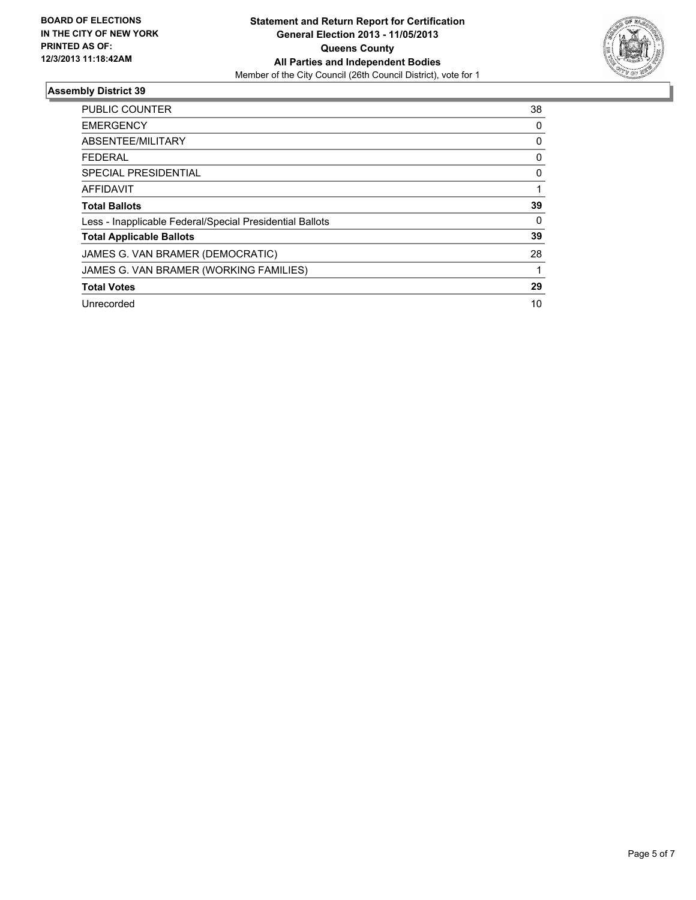**BOARD OF ELECTIONS IN THE CITY OF NEW YORK PRINTED AS OF: 12/3/2013 11:18:42AM**

**Statement and Return Report for Certification**
**General Election 2013 - 11/05/2013**
**Queens County**
**All Parties and Independent Bodies**
Member of the City Council (26th Council District), vote for 1

## Assembly District 39

| | |
|---|---|
| PUBLIC COUNTER | 38 |
| EMERGENCY | 0 |
| ABSENTEE/MILITARY | 0 |
| FEDERAL | 0 |
| SPECIAL PRESIDENTIAL | 0 |
| AFFIDAVIT | 1 |
| **Total Ballots** | **39** |
| Less - Inapplicable Federal/Special Presidential Ballots | 0 |
| **Total Applicable Ballots** | **39** |
| JAMES G. VAN BRAMER (DEMOCRATIC) | 28 |
| JAMES G. VAN BRAMER (WORKING FAMILIES) | 1 |
| **Total Votes** | **29** |
| Unrecorded | 10 |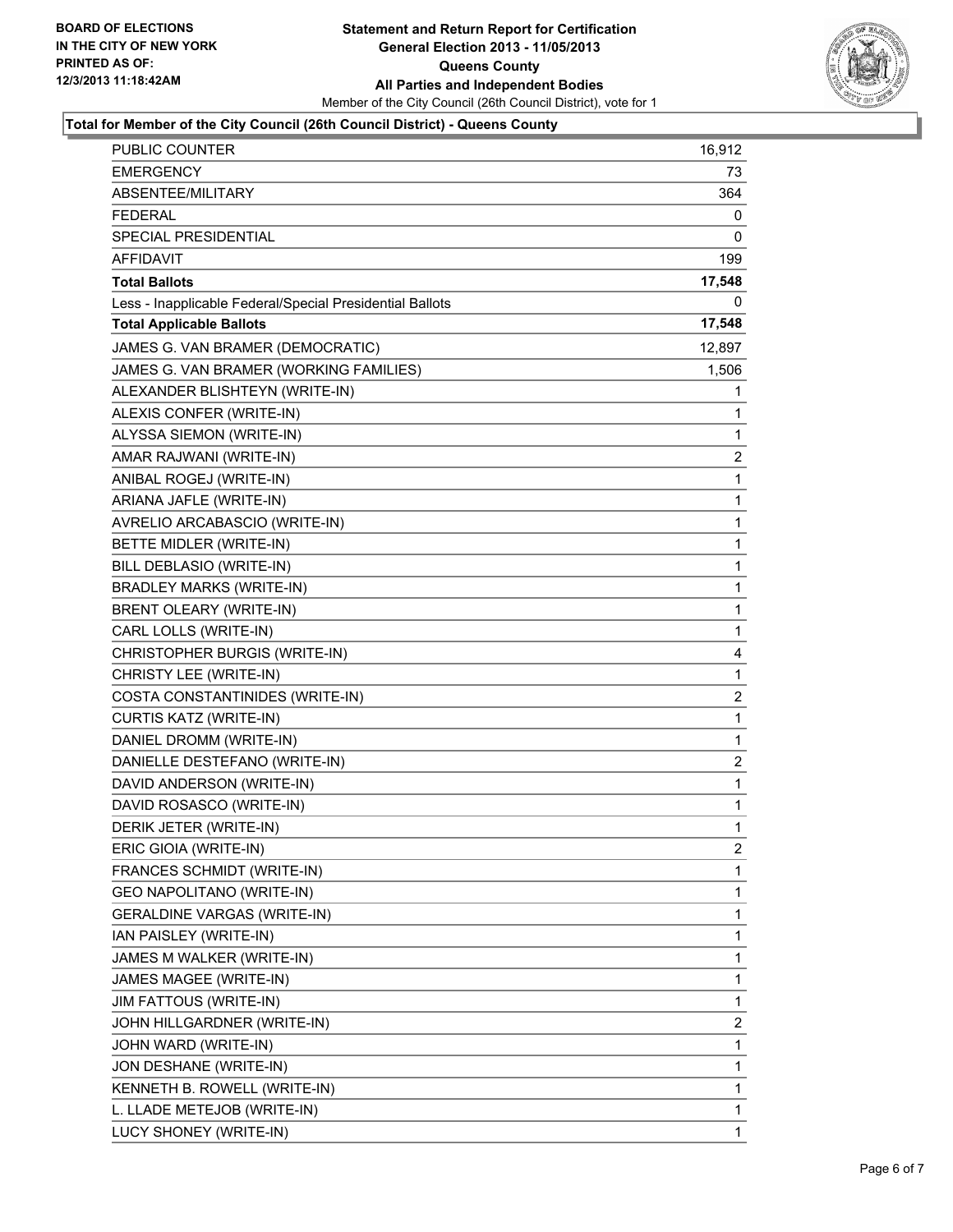BOARD OF ELECTIONS
IN THE CITY OF NEW YORK
PRINTED AS OF:
12/3/2013 11:18:42AM

**Statement and Return Report for Certification**
**General Election 2013 - 11/05/2013**
**Queens County**
**All Parties and Independent Bodies**
Member of the City Council (26th Council District), vote for 1

**Total for Member of the City Council (26th Council District) - Queens County**

| | |
|---|---|
| PUBLIC COUNTER | 16,912 |
| EMERGENCY | 73 |
| ABSENTEE/MILITARY | 364 |
| FEDERAL | 0 |
| SPECIAL PRESIDENTIAL | 0 |
| AFFIDAVIT | 199 |
| **Total Ballots** | **17,548** |
| Less - Inapplicable Federal/Special Presidential Ballots | 0 |
| **Total Applicable Ballots** | **17,548** |
| JAMES G. VAN BRAMER (DEMOCRATIC) | 12,897 |
| JAMES G. VAN BRAMER (WORKING FAMILIES) | 1,506 |
| ALEXANDER BLISHTEYN (WRITE-IN) | 1 |
| ALEXIS CONFER (WRITE-IN) | 1 |
| ALYSSA SIEMON (WRITE-IN) | 1 |
| AMAR RAJWANI (WRITE-IN) | 2 |
| ANIBAL ROGEJ (WRITE-IN) | 1 |
| ARIANA JAFLE (WRITE-IN) | 1 |
| AVRELIO ARCABASCIO (WRITE-IN) | 1 |
| BETTE MIDLER (WRITE-IN) | 1 |
| BILL DEBLASIO (WRITE-IN) | 1 |
| BRADLEY MARKS (WRITE-IN) | 1 |
| BRENT OLEARY (WRITE-IN) | 1 |
| CARL LOLLS (WRITE-IN) | 1 |
| CHRISTOPHER BURGIS (WRITE-IN) | 4 |
| CHRISTY LEE (WRITE-IN) | 1 |
| COSTA CONSTANTINIDES (WRITE-IN) | 2 |
| CURTIS KATZ (WRITE-IN) | 1 |
| DANIEL DROMM (WRITE-IN) | 1 |
| DANIELLE DESTEFANO (WRITE-IN) | 2 |
| DAVID ANDERSON (WRITE-IN) | 1 |
| DAVID ROSASCO (WRITE-IN) | 1 |
| DERIK JETER (WRITE-IN) | 1 |
| ERIC GIOIA (WRITE-IN) | 2 |
| FRANCES SCHMIDT (WRITE-IN) | 1 |
| GEO NAPOLITANO (WRITE-IN) | 1 |
| GERALDINE VARGAS (WRITE-IN) | 1 |
| IAN PAISLEY (WRITE-IN) | 1 |
| JAMES M WALKER (WRITE-IN) | 1 |
| JAMES MAGEE (WRITE-IN) | 1 |
| JIM FATTOUS (WRITE-IN) | 1 |
| JOHN HILLGARDNER (WRITE-IN) | 2 |
| JOHN WARD (WRITE-IN) | 1 |
| JON DESHANE (WRITE-IN) | 1 |
| KENNETH B. ROWELL (WRITE-IN) | 1 |
| L. LLADE METEJOB (WRITE-IN) | 1 |
| LUCY SHONEY (WRITE-IN) | 1 |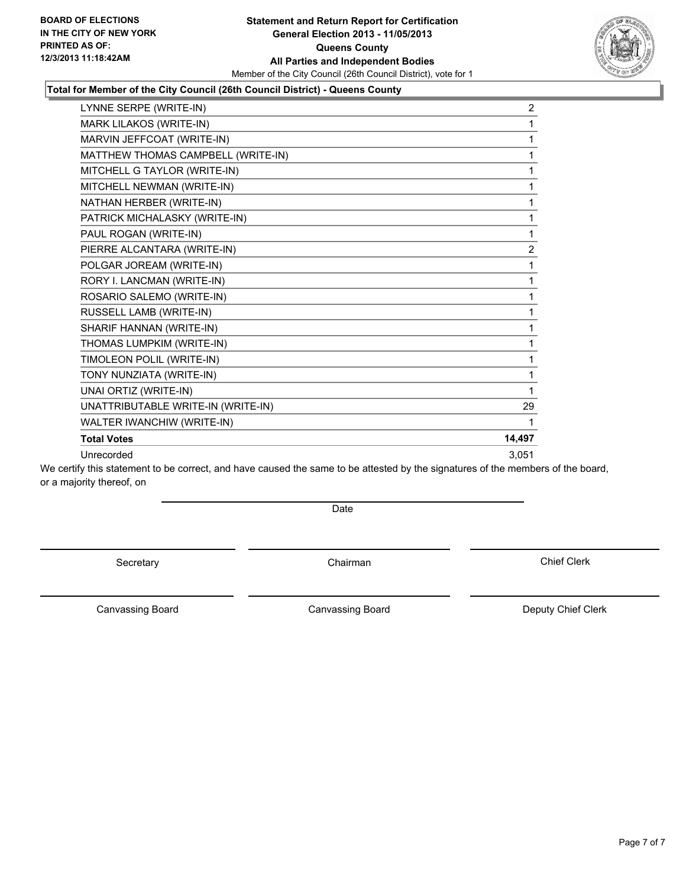**BOARD OF ELECTIONS IN THE CITY OF NEW YORK PRINTED AS OF: 12/3/2013 11:18:42AM**

**Statement and Return Report for Certification General Election 2013 - 11/05/2013 Queens County All Parties and Independent Bodies**

Member of the City Council (26th Council District), vote for 1

**Total for Member of the City Council (26th Council District) - Queens County**

| | |
|---|---|
| LYNNE SERPE (WRITE-IN) | 2 |
| MARK LILAKOS (WRITE-IN) | 1 |
| MARVIN JEFFCOAT (WRITE-IN) | 1 |
| MATTHEW THOMAS CAMPBELL (WRITE-IN) | 1 |
| MITCHELL G TAYLOR (WRITE-IN) | 1 |
| MITCHELL NEWMAN (WRITE-IN) | 1 |
| NATHAN HERBER (WRITE-IN) | 1 |
| PATRICK MICHALASKY (WRITE-IN) | 1 |
| PAUL ROGAN (WRITE-IN) | 1 |
| PIERRE ALCANTARA (WRITE-IN) | 2 |
| POLGAR JOREAM (WRITE-IN) | 1 |
| RORY I. LANCMAN (WRITE-IN) | 1 |
| ROSARIO SALEMO (WRITE-IN) | 1 |
| RUSSELL LAMB (WRITE-IN) | 1 |
| SHARIF HANNAN (WRITE-IN) | 1 |
| THOMAS LUMPKIM (WRITE-IN) | 1 |
| TIMOLEON POLIL (WRITE-IN) | 1 |
| TONY NUNZIATA (WRITE-IN) | 1 |
| UNAI ORTIZ (WRITE-IN) | 1 |
| UNATTRIBUTABLE WRITE-IN (WRITE-IN) | 29 |
| WALTER IWANCHIW (WRITE-IN) | 1 |
| **Total Votes** | **14,497** |
| Unrecorded | 3,051 |

We certify this statement to be correct, and have caused the same to be attested by the signatures of the members of the board, or a majority thereof, on

Date

Secretary

Chairman

Chief Clerk

Canvassing Board

Canvassing Board

Deputy Chief Clerk